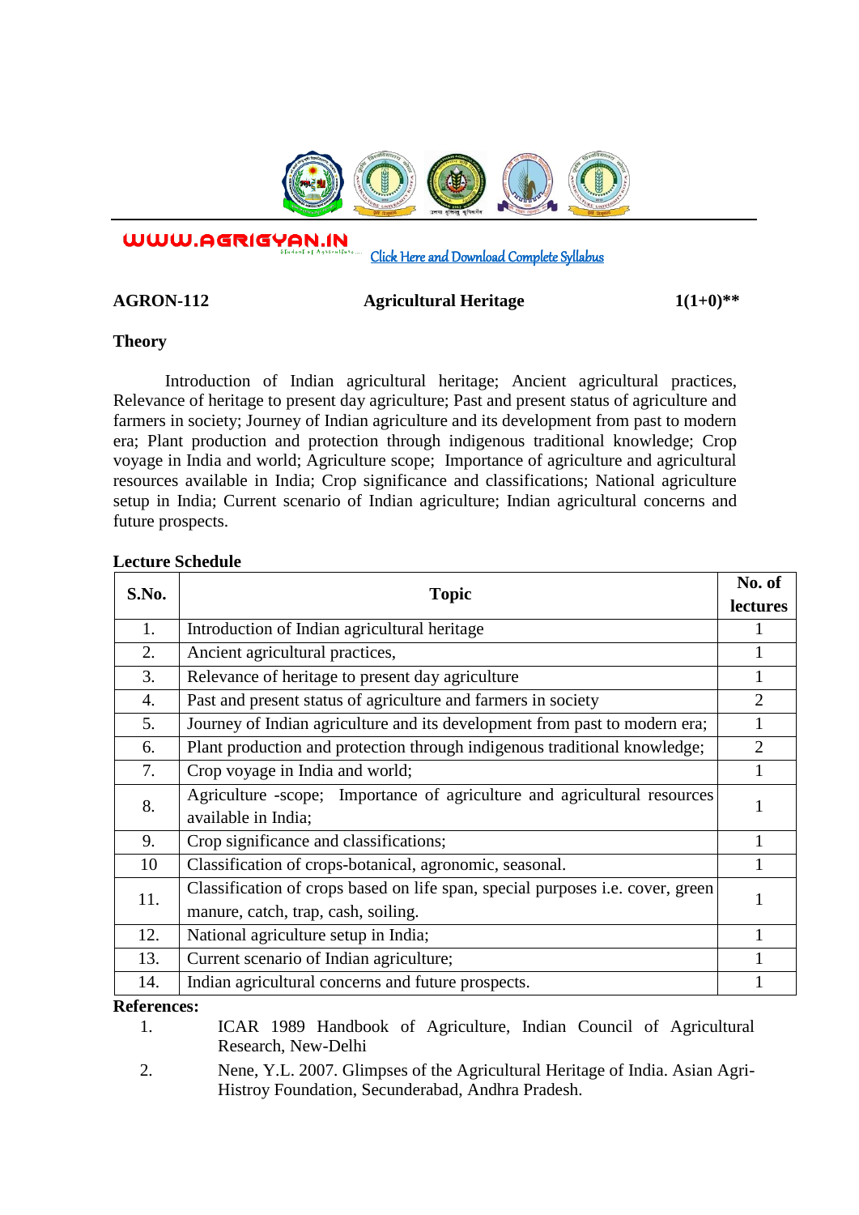WWW.AGRIGYAN.IN [Click Here and Download Complete Syllabus]

**AGRON-112** **Agricultural Heritage** **1(1+0)**\*\*

**Theory**

Introduction of Indian agricultural heritage; Ancient agricultural practices, Relevance of heritage to present day agriculture; Past and present status of agriculture and farmers in society; Journey of Indian agriculture and its development from past to modern era; Plant production and protection through indigenous traditional knowledge; Crop voyage in India and world; Agriculture scope; Importance of agriculture and agricultural resources available in India; Crop significance and classifications; National agriculture setup in India; Current scenario of Indian agriculture; Indian agricultural concerns and future prospects.

**Lecture Schedule**

| S.No. | Topic | No. of lectures |
|---|---|---|
| 1. | Introduction of Indian agricultural heritage | 1 |
| 2. | Ancient agricultural practices, | 1 |
| 3. | Relevance of heritage to present day agriculture | 1 |
| 4. | Past and present status of agriculture and farmers in society | 2 |
| 5. | Journey of Indian agriculture and its development from past to modern era; | 1 |
| 6. | Plant production and protection through indigenous traditional knowledge; | 2 |
| 7. | Crop voyage in India and world; | 1 |
| 8. | Agriculture -scope; Importance of agriculture and agricultural resources available in India; | 1 |
| 9. | Crop significance and classifications; | 1 |
| 10 | Classification of crops-botanical, agronomic, seasonal. | 1 |
| 11. | Classification of crops based on life span, special purposes i.e. cover, green manure, catch, trap, cash, soiling. | 1 |
| 12. | National agriculture setup in India; | 1 |
| 13. | Current scenario of Indian agriculture; | 1 |
| 14. | Indian agricultural concerns and future prospects. | 1 |

**References:**

1. ICAR 1989 Handbook of Agriculture, Indian Council of Agricultural Research, New-Delhi
2. Nene, Y.L. 2007. Glimpses of the Agricultural Heritage of India. Asian Agri-Histroy Foundation, Secunderabad, Andhra Pradesh.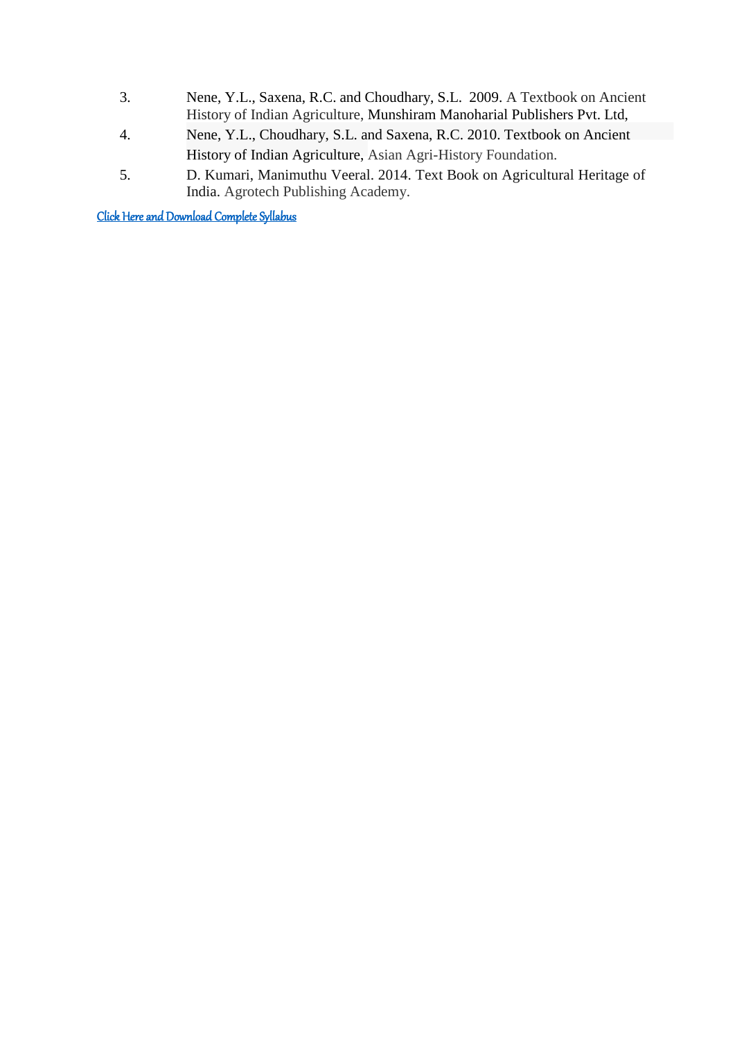3. Nene, Y.L., Saxena, R.C. and Choudhary, S.L. 2009. A Textbook on Ancient History of Indian Agriculture, Munshiram Manoharial Publishers Pvt. Ltd,
4. Nene, Y.L., Choudhary, S.L. and Saxena, R.C. 2010. Textbook on Ancient History of Indian Agriculture, Asian Agri-History Foundation.
5. D. Kumari, Manimuthu Veeral. 2014. Text Book on Agricultural Heritage of India. Agrotech Publishing Academy.

Click Here and Download Complete Syllabus